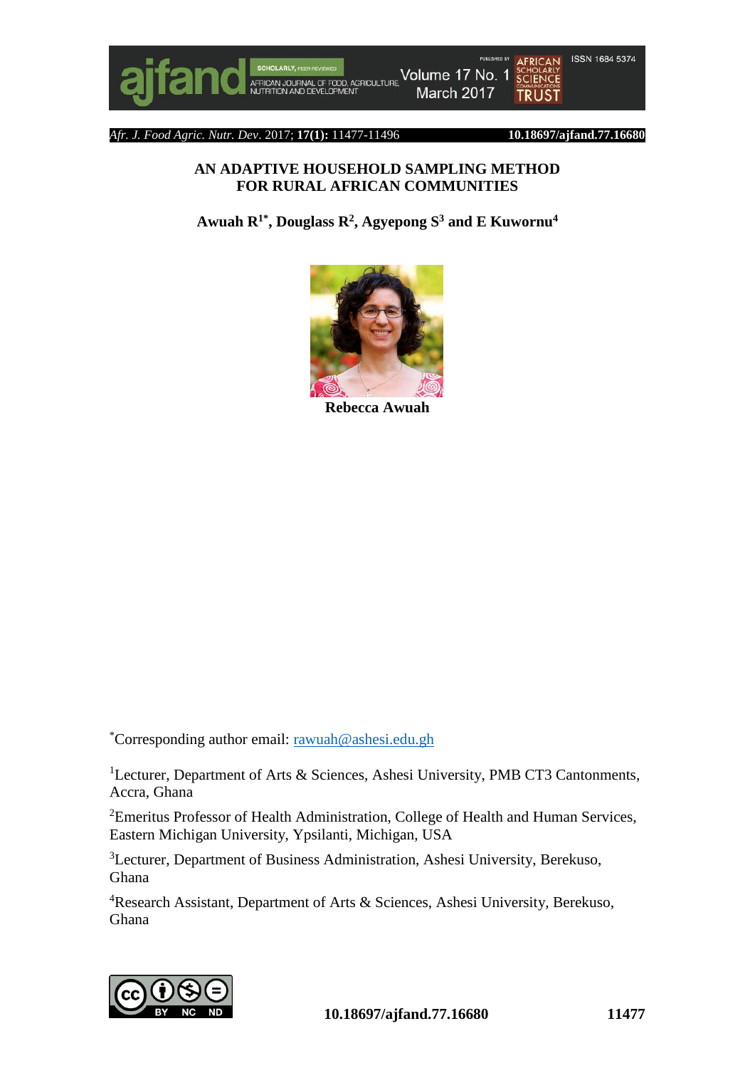# AN ADAPTIVE HOUSEHOLD SAMPLING METHOD FOR RURAL AFRICAN COMMUNITIES

**Awuah R[1*], Douglass R[2], Agyepong S[3] and E Kuwornu[4]**

**Rebecca Awuah**

[*]Corresponding author email: rawuah@ashesi.edu.gh

[1]Lecturer, Department of Arts & Sciences, Ashesi University, PMB CT3 Cantonments, Accra, Ghana

[2]Emeritus Professor of Health Administration, College of Health and Human Services, Eastern Michigan University, Ypsilanti, Michigan, USA

[3]Lecturer, Department of Business Administration, Ashesi University, Berekuso, Ghana

[4]Research Assistant, Department of Arts & Sciences, Ashesi University, Berekuso, Ghana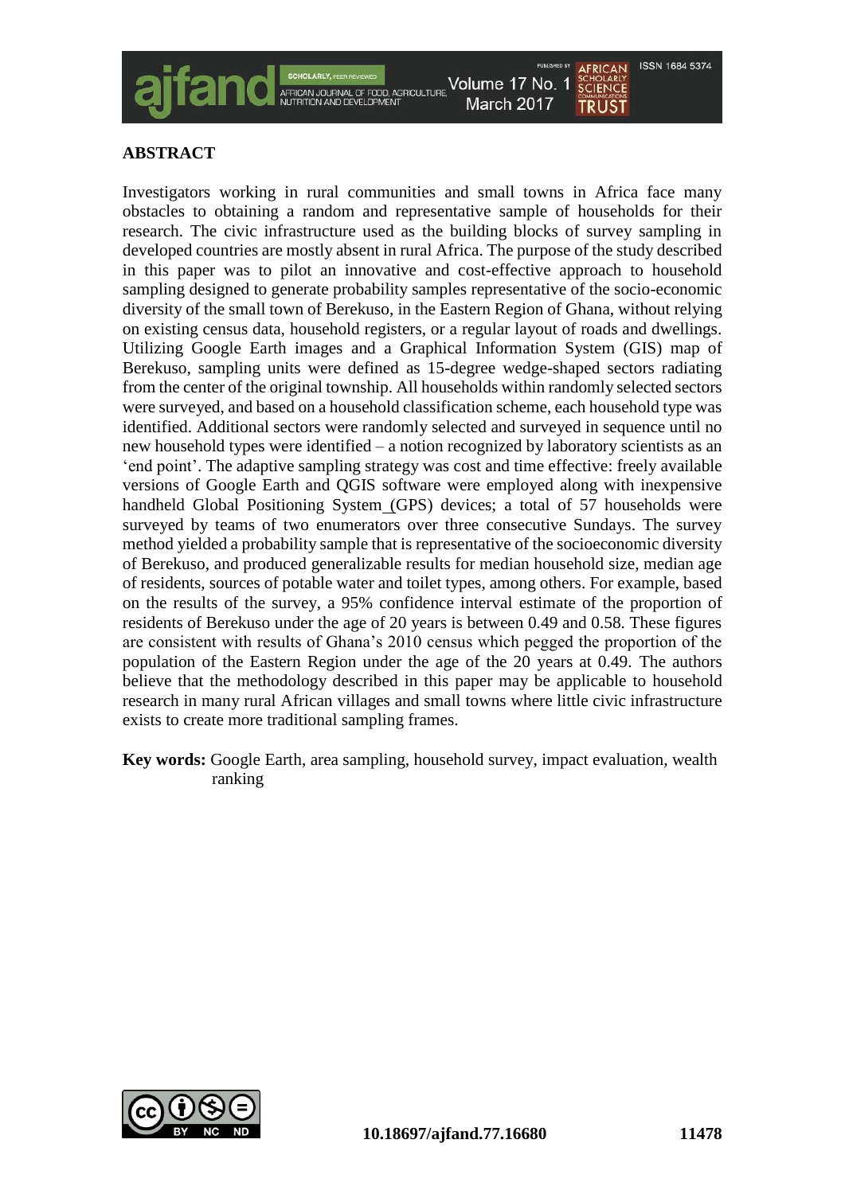## ABSTRACT

Investigators working in rural communities and small towns in Africa face many obstacles to obtaining a random and representative sample of households for their research. The civic infrastructure used as the building blocks of survey sampling in developed countries are mostly absent in rural Africa. The purpose of the study described in this paper was to pilot an innovative and cost-effective approach to household sampling designed to generate probability samples representative of the socio-economic diversity of the small town of Berekuso, in the Eastern Region of Ghana, without relying on existing census data, household registers, or a regular layout of roads and dwellings. Utilizing Google Earth images and a Graphical Information System (GIS) map of Berekuso, sampling units were defined as 15-degree wedge-shaped sectors radiating from the center of the original township. All households within randomly selected sectors were surveyed, and based on a household classification scheme, each household type was identified. Additional sectors were randomly selected and surveyed in sequence until no new household types were identified – a notion recognized by laboratory scientists as an 'end point'. The adaptive sampling strategy was cost and time effective: freely available versions of Google Earth and QGIS software were employed along with inexpensive handheld Global Positioning System (GPS) devices; a total of 57 households were surveyed by teams of two enumerators over three consecutive Sundays. The survey method yielded a probability sample that is representative of the socioeconomic diversity of Berekuso, and produced generalizable results for median household size, median age of residents, sources of potable water and toilet types, among others. For example, based on the results of the survey, a 95% confidence interval estimate of the proportion of residents of Berekuso under the age of 20 years is between 0.49 and 0.58. These figures are consistent with results of Ghana's 2010 census which pegged the proportion of the population of the Eastern Region under the age of the 20 years at 0.49. The authors believe that the methodology described in this paper may be applicable to household research in many rural African villages and small towns where little civic infrastructure exists to create more traditional sampling frames.

**Key words:** Google Earth, area sampling, household survey, impact evaluation, wealth ranking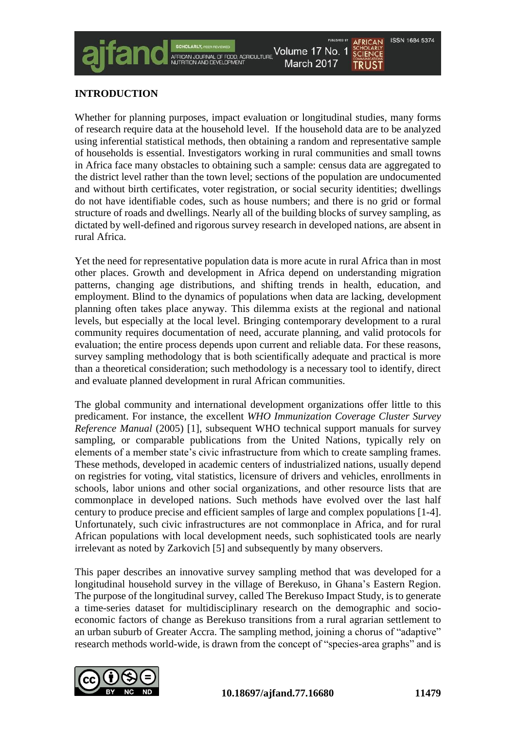## INTRODUCTION

Whether for planning purposes, impact evaluation or longitudinal studies, many forms of research require data at the household level. If the household data are to be analyzed using inferential statistical methods, then obtaining a random and representative sample of households is essential. Investigators working in rural communities and small towns in Africa face many obstacles to obtaining such a sample: census data are aggregated to the district level rather than the town level; sections of the population are undocumented and without birth certificates, voter registration, or social security identities; dwellings do not have identifiable codes, such as house numbers; and there is no grid or formal structure of roads and dwellings. Nearly all of the building blocks of survey sampling, as dictated by well-defined and rigorous survey research in developed nations, are absent in rural Africa.

Yet the need for representative population data is more acute in rural Africa than in most other places. Growth and development in Africa depend on understanding migration patterns, changing age distributions, and shifting trends in health, education, and employment. Blind to the dynamics of populations when data are lacking, development planning often takes place anyway. This dilemma exists at the regional and national levels, but especially at the local level. Bringing contemporary development to a rural community requires documentation of need, accurate planning, and valid protocols for evaluation; the entire process depends upon current and reliable data. For these reasons, survey sampling methodology that is both scientifically adequate and practical is more than a theoretical consideration; such methodology is a necessary tool to identify, direct and evaluate planned development in rural African communities.

The global community and international development organizations offer little to this predicament. For instance, the excellent *WHO Immunization Coverage Cluster Survey Reference Manual* (2005) [1], subsequent WHO technical support manuals for survey sampling, or comparable publications from the United Nations, typically rely on elements of a member state's civic infrastructure from which to create sampling frames. These methods, developed in academic centers of industrialized nations, usually depend on registries for voting, vital statistics, licensure of drivers and vehicles, enrollments in schools, labor unions and other social organizations, and other resource lists that are commonplace in developed nations. Such methods have evolved over the last half century to produce precise and efficient samples of large and complex populations [1-4]. Unfortunately, such civic infrastructures are not commonplace in Africa, and for rural African populations with local development needs, such sophisticated tools are nearly irrelevant as noted by Zarkovich [5] and subsequently by many observers.

This paper describes an innovative survey sampling method that was developed for a longitudinal household survey in the village of Berekuso, in Ghana's Eastern Region. The purpose of the longitudinal survey, called The Berekuso Impact Study, is to generate a time-series dataset for multidisciplinary research on the demographic and socio-economic factors of change as Berekuso transitions from a rural agrarian settlement to an urban suburb of Greater Accra. The sampling method, joining a chorus of "adaptive" research methods world-wide, is drawn from the concept of "species-area graphs" and is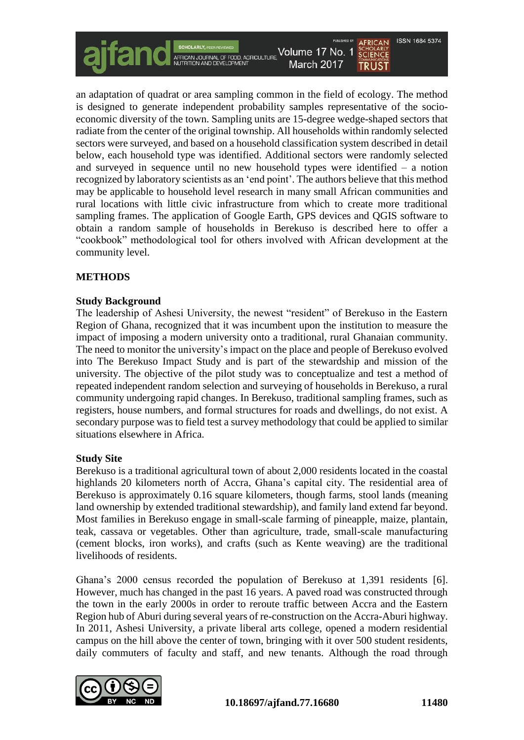an adaptation of quadrat or area sampling common in the field of ecology. The method is designed to generate independent probability samples representative of the socio-economic diversity of the town. Sampling units are 15-degree wedge-shaped sectors that radiate from the center of the original township. All households within randomly selected sectors were surveyed, and based on a household classification system described in detail below, each household type was identified. Additional sectors were randomly selected and surveyed in sequence until no new household types were identified – a notion recognized by laboratory scientists as an 'end point'. The authors believe that this method may be applicable to household level research in many small African communities and rural locations with little civic infrastructure from which to create more traditional sampling frames. The application of Google Earth, GPS devices and QGIS software to obtain a random sample of households in Berekuso is described here to offer a "cookbook" methodological tool for others involved with African development at the community level.

## METHODS

### Study Background

The leadership of Ashesi University, the newest "resident" of Berekuso in the Eastern Region of Ghana, recognized that it was incumbent upon the institution to measure the impact of imposing a modern university onto a traditional, rural Ghanaian community. The need to monitor the university's impact on the place and people of Berekuso evolved into The Berekuso Impact Study and is part of the stewardship and mission of the university. The objective of the pilot study was to conceptualize and test a method of repeated independent random selection and surveying of households in Berekuso, a rural community undergoing rapid changes. In Berekuso, traditional sampling frames, such as registers, house numbers, and formal structures for roads and dwellings, do not exist. A secondary purpose was to field test a survey methodology that could be applied to similar situations elsewhere in Africa.

### Study Site

Berekuso is a traditional agricultural town of about 2,000 residents located in the coastal highlands 20 kilometers north of Accra, Ghana's capital city. The residential area of Berekuso is approximately 0.16 square kilometers, though farms, stool lands (meaning land ownership by extended traditional stewardship), and family land extend far beyond. Most families in Berekuso engage in small-scale farming of pineapple, maize, plantain, teak, cassava or vegetables. Other than agriculture, trade, small-scale manufacturing (cement blocks, iron works), and crafts (such as Kente weaving) are the traditional livelihoods of residents.

Ghana's 2000 census recorded the population of Berekuso at 1,391 residents [6]. However, much has changed in the past 16 years. A paved road was constructed through the town in the early 2000s in order to reroute traffic between Accra and the Eastern Region hub of Aburi during several years of re-construction on the Accra-Aburi highway. In 2011, Ashesi University, a private liberal arts college, opened a modern residential campus on the hill above the center of town, bringing with it over 500 student residents, daily commuters of faculty and staff, and new tenants. Although the road through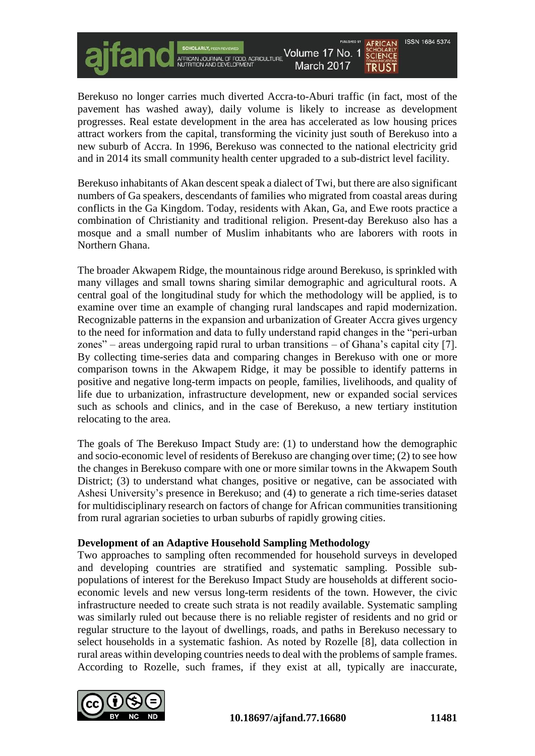Berekuso no longer carries much diverted Accra-to-Aburi traffic (in fact, most of the pavement has washed away), daily volume is likely to increase as development progresses. Real estate development in the area has accelerated as low housing prices attract workers from the capital, transforming the vicinity just south of Berekuso into a new suburb of Accra. In 1996, Berekuso was connected to the national electricity grid and in 2014 its small community health center upgraded to a sub-district level facility.

Berekuso inhabitants of Akan descent speak a dialect of Twi, but there are also significant numbers of Ga speakers, descendants of families who migrated from coastal areas during conflicts in the Ga Kingdom. Today, residents with Akan, Ga, and Ewe roots practice a combination of Christianity and traditional religion. Present-day Berekuso also has a mosque and a small number of Muslim inhabitants who are laborers with roots in Northern Ghana.

The broader Akwapem Ridge, the mountainous ridge around Berekuso, is sprinkled with many villages and small towns sharing similar demographic and agricultural roots. A central goal of the longitudinal study for which the methodology will be applied, is to examine over time an example of changing rural landscapes and rapid modernization. Recognizable patterns in the expansion and urbanization of Greater Accra gives urgency to the need for information and data to fully understand rapid changes in the "peri-urban zones" – areas undergoing rapid rural to urban transitions – of Ghana's capital city [7]. By collecting time-series data and comparing changes in Berekuso with one or more comparison towns in the Akwapem Ridge, it may be possible to identify patterns in positive and negative long-term impacts on people, families, livelihoods, and quality of life due to urbanization, infrastructure development, new or expanded social services such as schools and clinics, and in the case of Berekuso, a new tertiary institution relocating to the area.

The goals of The Berekuso Impact Study are: (1) to understand how the demographic and socio-economic level of residents of Berekuso are changing over time; (2) to see how the changes in Berekuso compare with one or more similar towns in the Akwapem South District; (3) to understand what changes, positive or negative, can be associated with Ashesi University's presence in Berekuso; and (4) to generate a rich time-series dataset for multidisciplinary research on factors of change for African communities transitioning from rural agrarian societies to urban suburbs of rapidly growing cities.

**Development of an Adaptive Household Sampling Methodology**

Two approaches to sampling often recommended for household surveys in developed and developing countries are stratified and systematic sampling. Possible sub-populations of interest for the Berekuso Impact Study are households at different socio-economic levels and new versus long-term residents of the town. However, the civic infrastructure needed to create such strata is not readily available. Systematic sampling was similarly ruled out because there is no reliable register of residents and no grid or regular structure to the layout of dwellings, roads, and paths in Berekuso necessary to select households in a systematic fashion. As noted by Rozelle [8], data collection in rural areas within developing countries needs to deal with the problems of sample frames. According to Rozelle, such frames, if they exist at all, typically are inaccurate,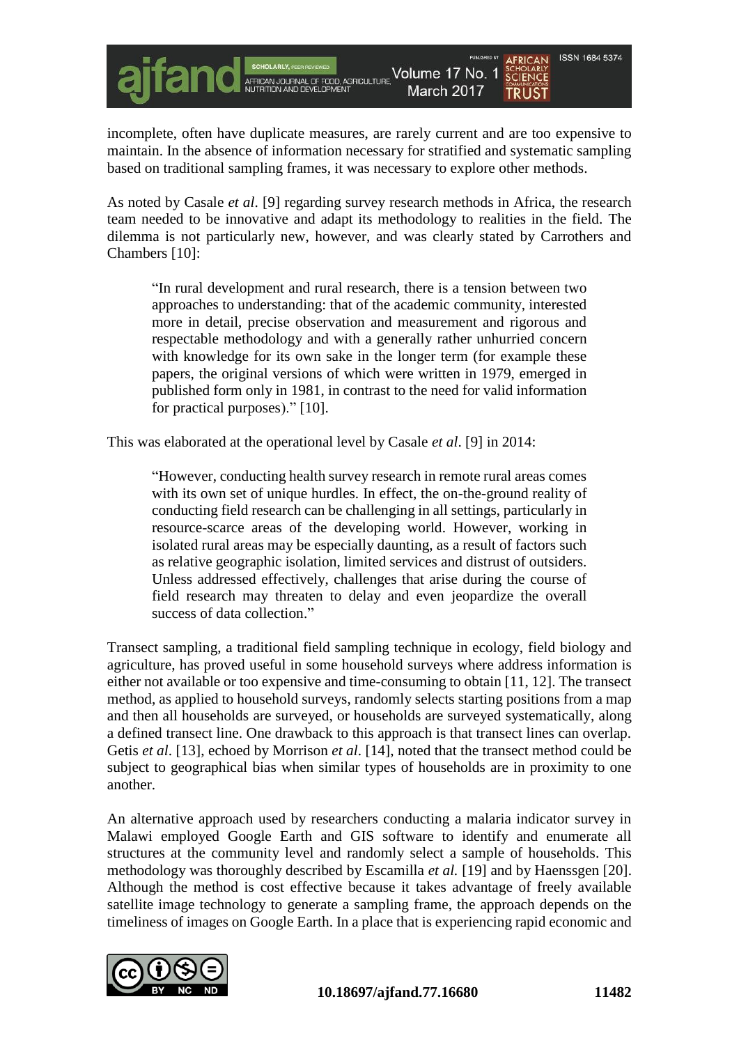incomplete, often have duplicate measures, are rarely current and are too expensive to maintain. In the absence of information necessary for stratified and systematic sampling based on traditional sampling frames, it was necessary to explore other methods.

As noted by Casale *et al*. [9] regarding survey research methods in Africa, the research team needed to be innovative and adapt its methodology to realities in the field. The dilemma is not particularly new, however, and was clearly stated by Carrothers and Chambers [10]:

> "In rural development and rural research, there is a tension between two approaches to understanding: that of the academic community, interested more in detail, precise observation and measurement and rigorous and respectable methodology and with a generally rather unhurried concern with knowledge for its own sake in the longer term (for example these papers, the original versions of which were written in 1979, emerged in published form only in 1981, in contrast to the need for valid information for practical purposes)." [10].

This was elaborated at the operational level by Casale *et al*. [9] in 2014:

> "However, conducting health survey research in remote rural areas comes with its own set of unique hurdles. In effect, the on-the-ground reality of conducting field research can be challenging in all settings, particularly in resource-scarce areas of the developing world. However, working in isolated rural areas may be especially daunting, as a result of factors such as relative geographic isolation, limited services and distrust of outsiders. Unless addressed effectively, challenges that arise during the course of field research may threaten to delay and even jeopardize the overall success of data collection."

Transect sampling, a traditional field sampling technique in ecology, field biology and agriculture, has proved useful in some household surveys where address information is either not available or too expensive and time-consuming to obtain [11, 12]. The transect method, as applied to household surveys, randomly selects starting positions from a map and then all households are surveyed, or households are surveyed systematically, along a defined transect line. One drawback to this approach is that transect lines can overlap. Getis *et al*. [13], echoed by Morrison *et al*. [14], noted that the transect method could be subject to geographical bias when similar types of households are in proximity to one another.

An alternative approach used by researchers conducting a malaria indicator survey in Malawi employed Google Earth and GIS software to identify and enumerate all structures at the community level and randomly select a sample of households. This methodology was thoroughly described by Escamilla *et al.* [19] and by Haenssgen [20]. Although the method is cost effective because it takes advantage of freely available satellite image technology to generate a sampling frame, the approach depends on the timeliness of images on Google Earth. In a place that is experiencing rapid economic and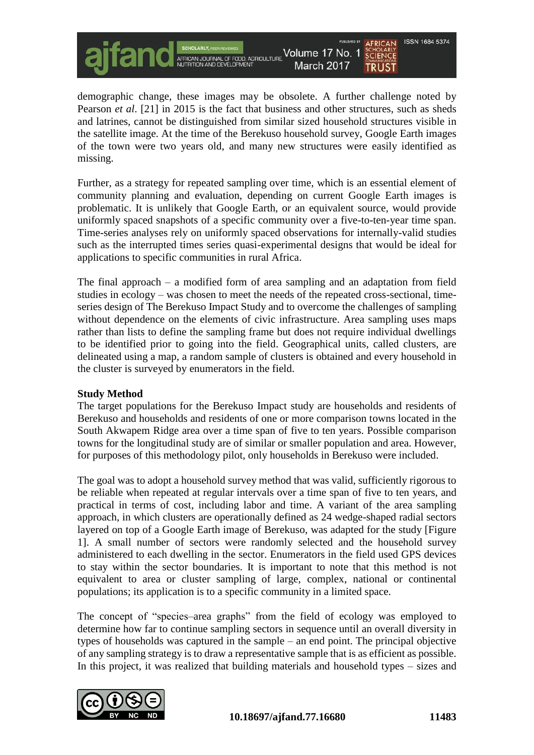demographic change, these images may be obsolete. A further challenge noted by Pearson *et al*. [21] in 2015 is the fact that business and other structures, such as sheds and latrines, cannot be distinguished from similar sized household structures visible in the satellite image. At the time of the Berekuso household survey, Google Earth images of the town were two years old, and many new structures were easily identified as missing.

Further, as a strategy for repeated sampling over time, which is an essential element of community planning and evaluation, depending on current Google Earth images is problematic. It is unlikely that Google Earth, or an equivalent source, would provide uniformly spaced snapshots of a specific community over a five-to-ten-year time span. Time-series analyses rely on uniformly spaced observations for internally-valid studies such as the interrupted times series quasi-experimental designs that would be ideal for applications to specific communities in rural Africa.

The final approach – a modified form of area sampling and an adaptation from field studies in ecology – was chosen to meet the needs of the repeated cross-sectional, time-series design of The Berekuso Impact Study and to overcome the challenges of sampling without dependence on the elements of civic infrastructure. Area sampling uses maps rather than lists to define the sampling frame but does not require individual dwellings to be identified prior to going into the field. Geographical units, called clusters, are delineated using a map, a random sample of clusters is obtained and every household in the cluster is surveyed by enumerators in the field.

**Study Method**

The target populations for the Berekuso Impact study are households and residents of Berekuso and households and residents of one or more comparison towns located in the South Akwapem Ridge area over a time span of five to ten years. Possible comparison towns for the longitudinal study are of similar or smaller population and area. However, for purposes of this methodology pilot, only households in Berekuso were included.

The goal was to adopt a household survey method that was valid, sufficiently rigorous to be reliable when repeated at regular intervals over a time span of five to ten years, and practical in terms of cost, including labor and time. A variant of the area sampling approach, in which clusters are operationally defined as 24 wedge-shaped radial sectors layered on top of a Google Earth image of Berekuso, was adapted for the study [Figure 1]. A small number of sectors were randomly selected and the household survey administered to each dwelling in the sector. Enumerators in the field used GPS devices to stay within the sector boundaries. It is important to note that this method is not equivalent to area or cluster sampling of large, complex, national or continental populations; its application is to a specific community in a limited space.

The concept of "species–area graphs" from the field of ecology was employed to determine how far to continue sampling sectors in sequence until an overall diversity in types of households was captured in the sample – an end point. The principal objective of any sampling strategy is to draw a representative sample that is as efficient as possible. In this project, it was realized that building materials and household types – sizes and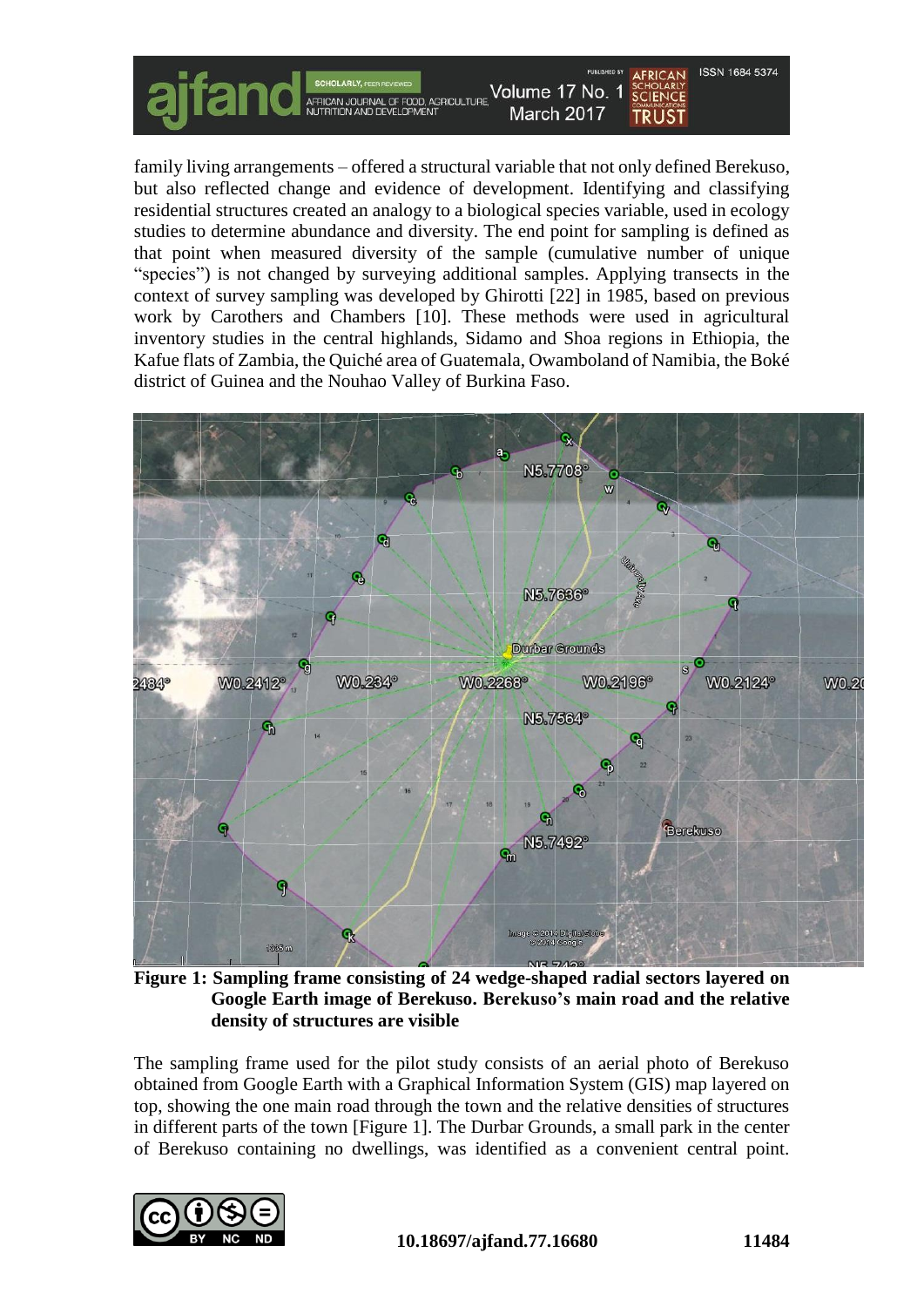family living arrangements – offered a structural variable that not only defined Berekuso, but also reflected change and evidence of development. Identifying and classifying residential structures created an analogy to a biological species variable, used in ecology studies to determine abundance and diversity. The end point for sampling is defined as that point when measured diversity of the sample (cumulative number of unique "species") is not changed by surveying additional samples. Applying transects in the context of survey sampling was developed by Ghirotti [22] in 1985, based on previous work by Carothers and Chambers [10]. These methods were used in agricultural inventory studies in the central highlands, Sidamo and Shoa regions in Ethiopia, the Kafue flats of Zambia, the Quiché area of Guatemala, Owamboland of Namibia, the Boké district of Guinea and the Nouhao Valley of Burkina Faso.

**Figure 1: Sampling frame consisting of 24 wedge-shaped radial sectors layered on Google Earth image of Berekuso. Berekuso's main road and the relative density of structures are visible**

The sampling frame used for the pilot study consists of an aerial photo of Berekuso obtained from Google Earth with a Graphical Information System (GIS) map layered on top, showing the one main road through the town and the relative densities of structures in different parts of the town [Figure 1]. The Durbar Grounds, a small park in the center of Berekuso containing no dwellings, was identified as a convenient central point.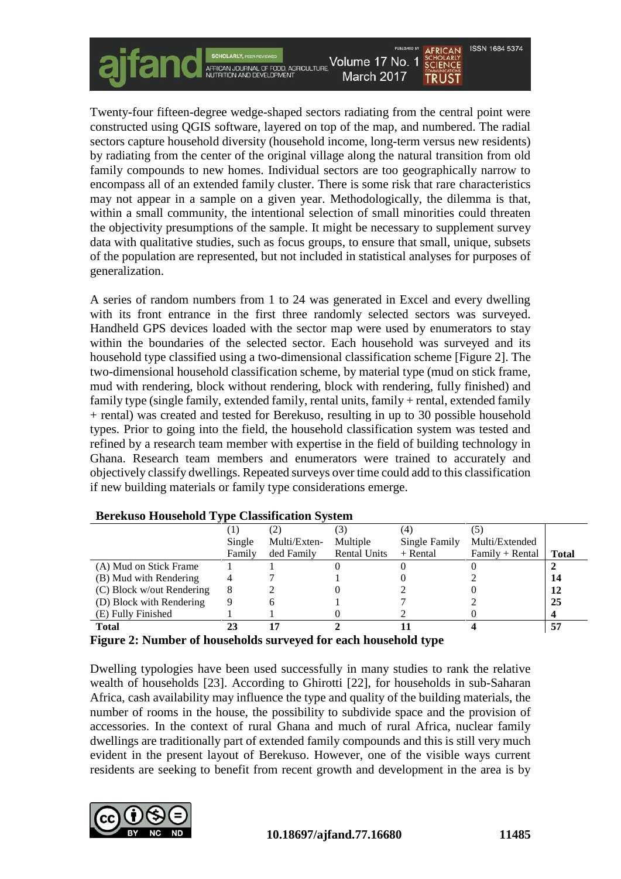Twenty-four fifteen-degree wedge-shaped sectors radiating from the central point were constructed using QGIS software, layered on top of the map, and numbered. The radial sectors capture household diversity (household income, long-term versus new residents) by radiating from the center of the original village along the natural transition from old family compounds to new homes. Individual sectors are too geographically narrow to encompass all of an extended family cluster. There is some risk that rare characteristics may not appear in a sample on a given year. Methodologically, the dilemma is that, within a small community, the intentional selection of small minorities could threaten the objectivity presumptions of the sample. It might be necessary to supplement survey data with qualitative studies, such as focus groups, to ensure that small, unique, subsets of the population are represented, but not included in statistical analyses for purposes of generalization.

A series of random numbers from 1 to 24 was generated in Excel and every dwelling with its front entrance in the first three randomly selected sectors was surveyed. Handheld GPS devices loaded with the sector map were used by enumerators to stay within the boundaries of the selected sector. Each household was surveyed and its household type classified using a two-dimensional classification scheme [Figure 2]. The two-dimensional household classification scheme, by material type (mud on stick frame, mud with rendering, block without rendering, block with rendering, fully finished) and family type (single family, extended family, rental units, family + rental, extended family + rental) was created and tested for Berekuso, resulting in up to 30 possible household types. Prior to going into the field, the household classification system was tested and refined by a research team member with expertise in the field of building technology in Ghana. Research team members and enumerators were trained to accurately and objectively classify dwellings. Repeated surveys over time could add to this classification if new building materials or family type considerations emerge.

**Berekuso Household Type Classification System**

| | (1) Single Family | (2) Multi/Extended Family | (3) Multiple Rental Units | (4) Single Family + Rental | (5) Multi/Extended Family + Rental | **Total** |
|---|---|---|---|---|---|---|
| (A) Mud on Stick Frame | 1 | 1 | 0 | 0 | 0 | **2** |
| (B) Mud with Rendering | 4 | 7 | 1 | 0 | 2 | **14** |
| (C) Block w/out Rendering | 8 | 2 | 0 | 2 | 0 | **12** |
| (D) Block with Rendering | 9 | 6 | 1 | 7 | 2 | **25** |
| (E) Fully Finished | 1 | 1 | 0 | 2 | 0 | **4** |
| **Total** | **23** | **17** | **2** | **11** | **4** | **57** |

**Figure 2: Number of households surveyed for each household type**

Dwelling typologies have been used successfully in many studies to rank the relative wealth of households [23]. According to Ghirotti [22], for households in sub-Saharan Africa, cash availability may influence the type and quality of the building materials, the number of rooms in the house, the possibility to subdivide space and the provision of accessories. In the context of rural Ghana and much of rural Africa, nuclear family dwellings are traditionally part of extended family compounds and this is still very much evident in the present layout of Berekuso. However, one of the visible ways current residents are seeking to benefit from recent growth and development in the area is by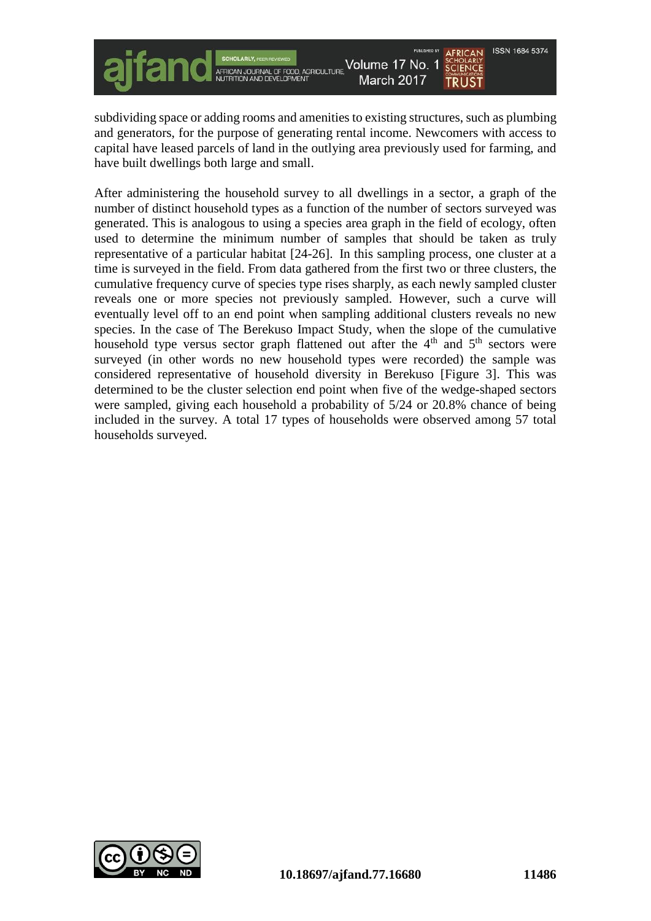subdividing space or adding rooms and amenities to existing structures, such as plumbing and generators, for the purpose of generating rental income. Newcomers with access to capital have leased parcels of land in the outlying area previously used for farming, and have built dwellings both large and small.

After administering the household survey to all dwellings in a sector, a graph of the number of distinct household types as a function of the number of sectors surveyed was generated. This is analogous to using a species area graph in the field of ecology, often used to determine the minimum number of samples that should be taken as truly representative of a particular habitat [24-26]. In this sampling process, one cluster at a time is surveyed in the field. From data gathered from the first two or three clusters, the cumulative frequency curve of species type rises sharply, as each newly sampled cluster reveals one or more species not previously sampled. However, such a curve will eventually level off to an end point when sampling additional clusters reveals no new species. In the case of The Berekuso Impact Study, when the slope of the cumulative household type versus sector graph flattened out after the 4th and 5th sectors were surveyed (in other words no new household types were recorded) the sample was considered representative of household diversity in Berekuso [Figure 3]. This was determined to be the cluster selection end point when five of the wedge-shaped sectors were sampled, giving each household a probability of 5/24 or 20.8% chance of being included in the survey. A total 17 types of households were observed among 57 total households surveyed.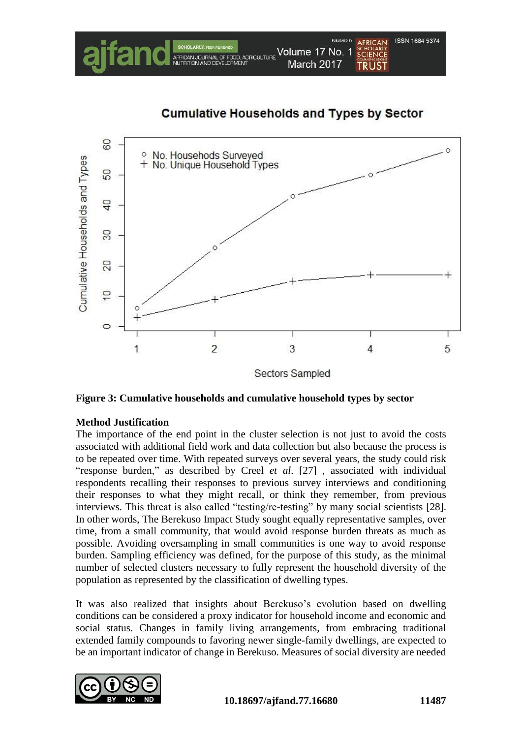**Figure 3: Cumulative households and cumulative household types by sector**

**Method Justification**

The importance of the end point in the cluster selection is not just to avoid the costs associated with additional field work and data collection but also because the process is to be repeated over time. With repeated surveys over several years, the study could risk "response burden," as described by Creel *et al*. [27] , associated with individual respondents recalling their responses to previous survey interviews and conditioning their responses to what they might recall, or think they remember, from previous interviews. This threat is also called "testing/re-testing" by many social scientists [28]. In other words, The Berekuso Impact Study sought equally representative samples, over time, from a small community, that would avoid response burden threats as much as possible. Avoiding oversampling in small communities is one way to avoid response burden. Sampling efficiency was defined, for the purpose of this study, as the minimal number of selected clusters necessary to fully represent the household diversity of the population as represented by the classification of dwelling types.

It was also realized that insights about Berekuso's evolution based on dwelling conditions can be considered a proxy indicator for household income and economic and social status. Changes in family living arrangements, from embracing traditional extended family compounds to favoring newer single-family dwellings, are expected to be an important indicator of change in Berekuso. Measures of social diversity are needed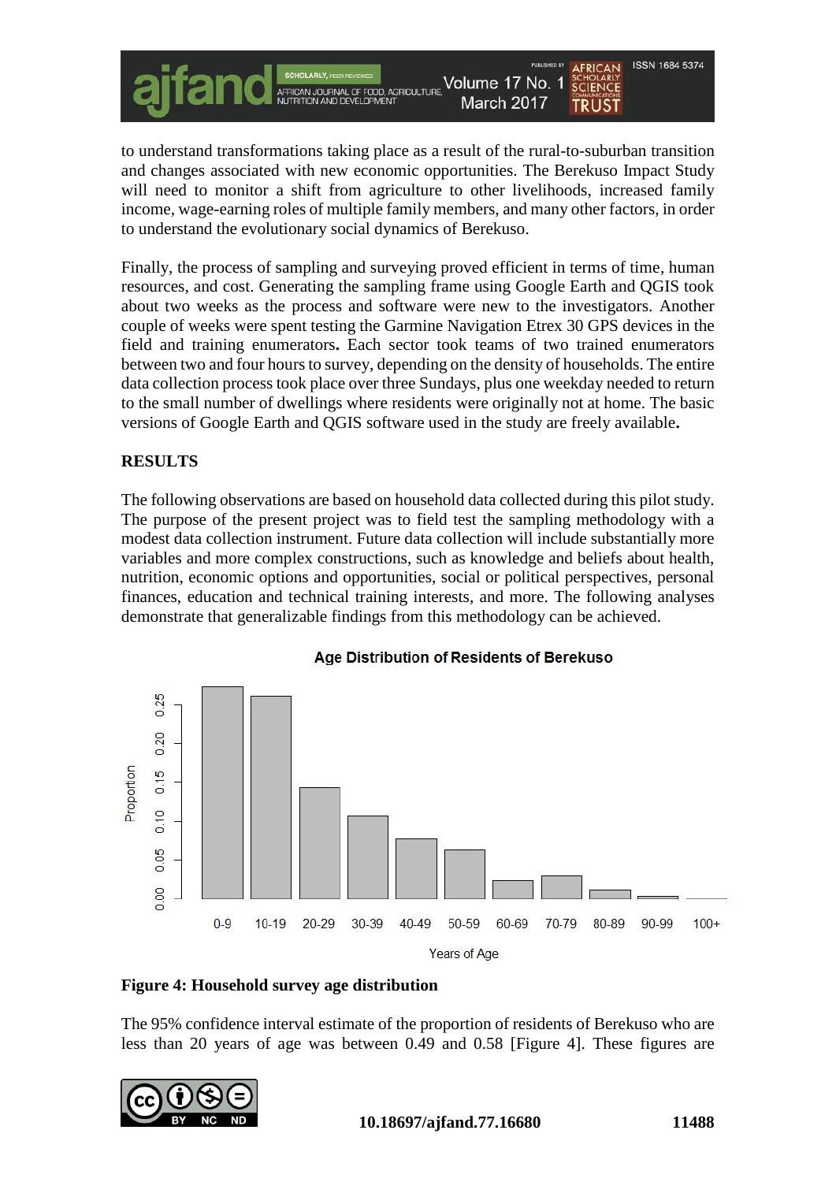to understand transformations taking place as a result of the rural-to-suburban transition and changes associated with new economic opportunities. The Berekuso Impact Study will need to monitor a shift from agriculture to other livelihoods, increased family income, wage-earning roles of multiple family members, and many other factors, in order to understand the evolutionary social dynamics of Berekuso.

Finally, the process of sampling and surveying proved efficient in terms of time, human resources, and cost. Generating the sampling frame using Google Earth and QGIS took about two weeks as the process and software were new to the investigators. Another couple of weeks were spent testing the Garmine Navigation Etrex 30 GPS devices in the field and training enumerators**.** Each sector took teams of two trained enumerators between two and four hours to survey, depending on the density of households. The entire data collection process took place over three Sundays, plus one weekday needed to return to the small number of dwellings where residents were originally not at home. The basic versions of Google Earth and QGIS software used in the study are freely available**.**

## RESULTS

The following observations are based on household data collected during this pilot study. The purpose of the present project was to field test the sampling methodology with a modest data collection instrument. Future data collection will include substantially more variables and more complex constructions, such as knowledge and beliefs about health, nutrition, economic options and opportunities, social or political perspectives, personal finances, education and technical training interests, and more. The following analyses demonstrate that generalizable findings from this methodology can be achieved.

**Figure 4: Household survey age distribution**

The 95% confidence interval estimate of the proportion of residents of Berekuso who are less than 20 years of age was between 0.49 and 0.58 [Figure 4]. These figures are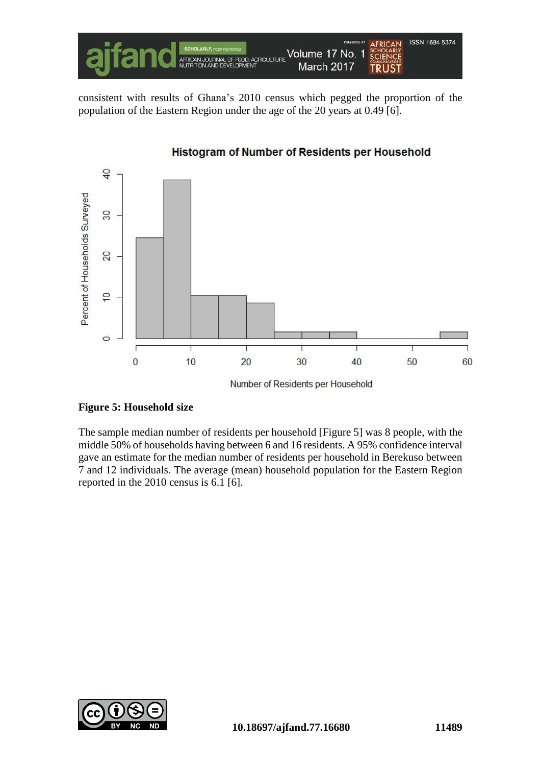consistent with results of Ghana's 2010 census which pegged the proportion of the population of the Eastern Region under the age of the 20 years at 0.49 [6].

**Figure 5: Household size**

The sample median number of residents per household [Figure 5] was 8 people, with the middle 50% of households having between 6 and 16 residents. A 95% confidence interval gave an estimate for the median number of residents per household in Berekuso between 7 and 12 individuals. The average (mean) household population for the Eastern Region reported in the 2010 census is 6.1 [6].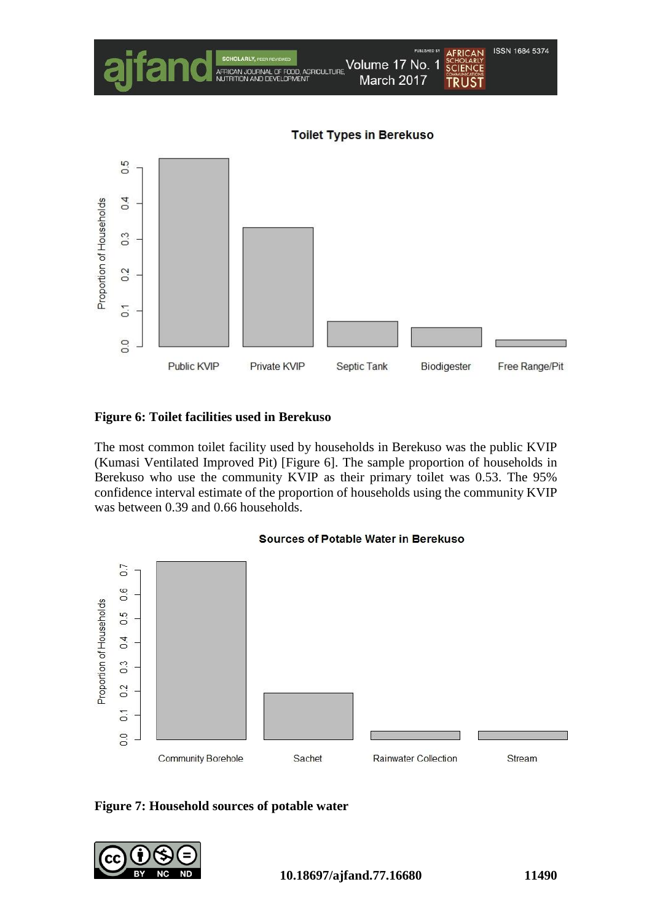**Figure 6: Toilet facilities used in Berekuso**

The most common toilet facility used by households in Berekuso was the public KVIP (Kumasi Ventilated Improved Pit) [Figure 6]. The sample proportion of households in Berekuso who use the community KVIP as their primary toilet was 0.53. The 95% confidence interval estimate of the proportion of households using the community KVIP was between 0.39 and 0.66 households.

**Figure 7: Household sources of potable water**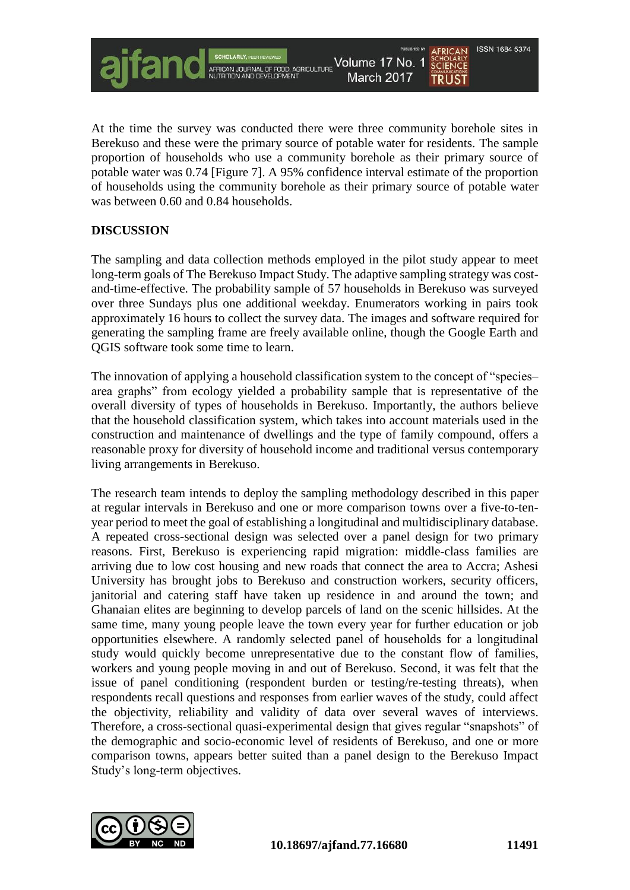At the time the survey was conducted there were three community borehole sites in Berekuso and these were the primary source of potable water for residents. The sample proportion of households who use a community borehole as their primary source of potable water was 0.74 [Figure 7]. A 95% confidence interval estimate of the proportion of households using the community borehole as their primary source of potable water was between 0.60 and 0.84 households.

## DISCUSSION

The sampling and data collection methods employed in the pilot study appear to meet long-term goals of The Berekuso Impact Study. The adaptive sampling strategy was cost-and-time-effective. The probability sample of 57 households in Berekuso was surveyed over three Sundays plus one additional weekday. Enumerators working in pairs took approximately 16 hours to collect the survey data. The images and software required for generating the sampling frame are freely available online, though the Google Earth and QGIS software took some time to learn.

The innovation of applying a household classification system to the concept of "species–area graphs" from ecology yielded a probability sample that is representative of the overall diversity of types of households in Berekuso. Importantly, the authors believe that the household classification system, which takes into account materials used in the construction and maintenance of dwellings and the type of family compound, offers a reasonable proxy for diversity of household income and traditional versus contemporary living arrangements in Berekuso.

The research team intends to deploy the sampling methodology described in this paper at regular intervals in Berekuso and one or more comparison towns over a five-to-ten-year period to meet the goal of establishing a longitudinal and multidisciplinary database. A repeated cross-sectional design was selected over a panel design for two primary reasons. First, Berekuso is experiencing rapid migration: middle-class families are arriving due to low cost housing and new roads that connect the area to Accra; Ashesi University has brought jobs to Berekuso and construction workers, security officers, janitorial and catering staff have taken up residence in and around the town; and Ghanaian elites are beginning to develop parcels of land on the scenic hillsides. At the same time, many young people leave the town every year for further education or job opportunities elsewhere. A randomly selected panel of households for a longitudinal study would quickly become unrepresentative due to the constant flow of families, workers and young people moving in and out of Berekuso. Second, it was felt that the issue of panel conditioning (respondent burden or testing/re-testing threats), when respondents recall questions and responses from earlier waves of the study, could affect the objectivity, reliability and validity of data over several waves of interviews. Therefore, a cross-sectional quasi-experimental design that gives regular "snapshots" of the demographic and socio-economic level of residents of Berekuso, and one or more comparison towns, appears better suited than a panel design to the Berekuso Impact Study's long-term objectives.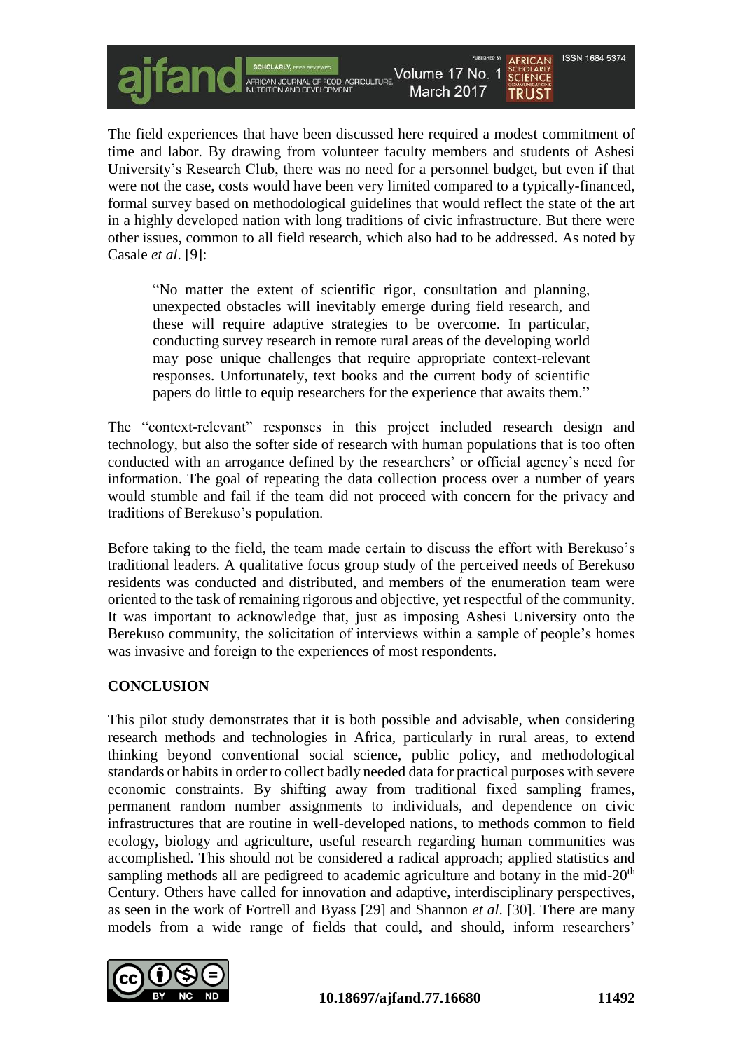The field experiences that have been discussed here required a modest commitment of time and labor. By drawing from volunteer faculty members and students of Ashesi University's Research Club, there was no need for a personnel budget, but even if that were not the case, costs would have been very limited compared to a typically-financed, formal survey based on methodological guidelines that would reflect the state of the art in a highly developed nation with long traditions of civic infrastructure. But there were other issues, common to all field research, which also had to be addressed. As noted by Casale *et al*. [9]:

> "No matter the extent of scientific rigor, consultation and planning, unexpected obstacles will inevitably emerge during field research, and these will require adaptive strategies to be overcome. In particular, conducting survey research in remote rural areas of the developing world may pose unique challenges that require appropriate context-relevant responses. Unfortunately, text books and the current body of scientific papers do little to equip researchers for the experience that awaits them."

The "context-relevant" responses in this project included research design and technology, but also the softer side of research with human populations that is too often conducted with an arrogance defined by the researchers' or official agency's need for information. The goal of repeating the data collection process over a number of years would stumble and fail if the team did not proceed with concern for the privacy and traditions of Berekuso's population.

Before taking to the field, the team made certain to discuss the effort with Berekuso's traditional leaders. A qualitative focus group study of the perceived needs of Berekuso residents was conducted and distributed, and members of the enumeration team were oriented to the task of remaining rigorous and objective, yet respectful of the community. It was important to acknowledge that, just as imposing Ashesi University onto the Berekuso community, the solicitation of interviews within a sample of people's homes was invasive and foreign to the experiences of most respondents.

## CONCLUSION

This pilot study demonstrates that it is both possible and advisable, when considering research methods and technologies in Africa, particularly in rural areas, to extend thinking beyond conventional social science, public policy, and methodological standards or habits in order to collect badly needed data for practical purposes with severe economic constraints. By shifting away from traditional fixed sampling frames, permanent random number assignments to individuals, and dependence on civic infrastructures that are routine in well-developed nations, to methods common to field ecology, biology and agriculture, useful research regarding human communities was accomplished. This should not be considered a radical approach; applied statistics and sampling methods all are pedigreed to academic agriculture and botany in the mid-20th Century. Others have called for innovation and adaptive, interdisciplinary perspectives, as seen in the work of Fortrell and Byass [29] and Shannon *et al*. [30]. There are many models from a wide range of fields that could, and should, inform researchers'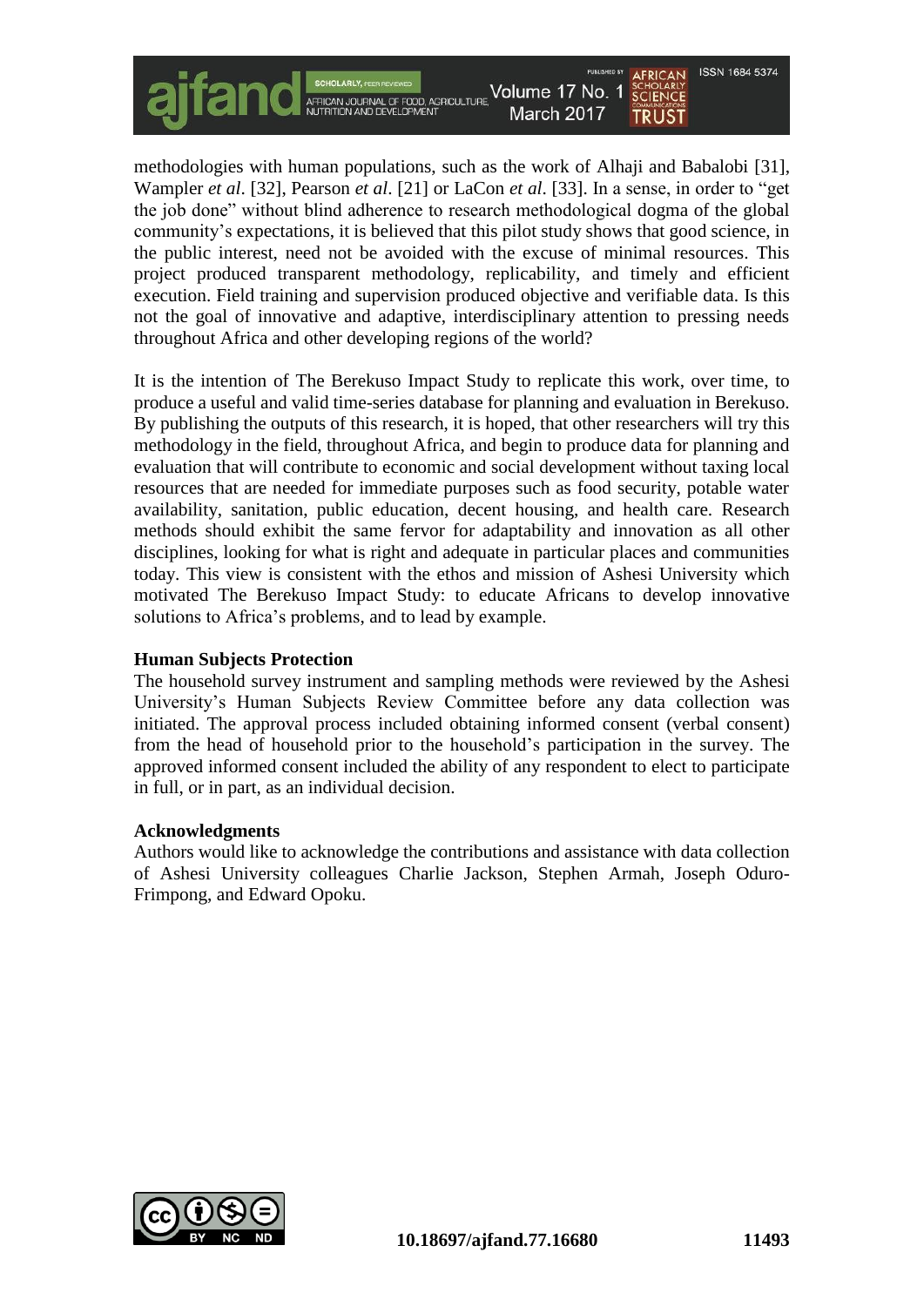methodologies with human populations, such as the work of Alhaji and Babalobi [31], Wampler *et al*. [32], Pearson *et al*. [21] or LaCon *et al*. [33]. In a sense, in order to "get the job done" without blind adherence to research methodological dogma of the global community's expectations, it is believed that this pilot study shows that good science, in the public interest, need not be avoided with the excuse of minimal resources. This project produced transparent methodology, replicability, and timely and efficient execution. Field training and supervision produced objective and verifiable data. Is this not the goal of innovative and adaptive, interdisciplinary attention to pressing needs throughout Africa and other developing regions of the world?

It is the intention of The Berekuso Impact Study to replicate this work, over time, to produce a useful and valid time-series database for planning and evaluation in Berekuso. By publishing the outputs of this research, it is hoped, that other researchers will try this methodology in the field, throughout Africa, and begin to produce data for planning and evaluation that will contribute to economic and social development without taxing local resources that are needed for immediate purposes such as food security, potable water availability, sanitation, public education, decent housing, and health care. Research methods should exhibit the same fervor for adaptability and innovation as all other disciplines, looking for what is right and adequate in particular places and communities today. This view is consistent with the ethos and mission of Ashesi University which motivated The Berekuso Impact Study: to educate Africans to develop innovative solutions to Africa's problems, and to lead by example.

**Human Subjects Protection**

The household survey instrument and sampling methods were reviewed by the Ashesi University's Human Subjects Review Committee before any data collection was initiated. The approval process included obtaining informed consent (verbal consent) from the head of household prior to the household's participation in the survey. The approved informed consent included the ability of any respondent to elect to participate in full, or in part, as an individual decision.

**Acknowledgments**

Authors would like to acknowledge the contributions and assistance with data collection of Ashesi University colleagues Charlie Jackson, Stephen Armah, Joseph Oduro-Frimpong, and Edward Opoku.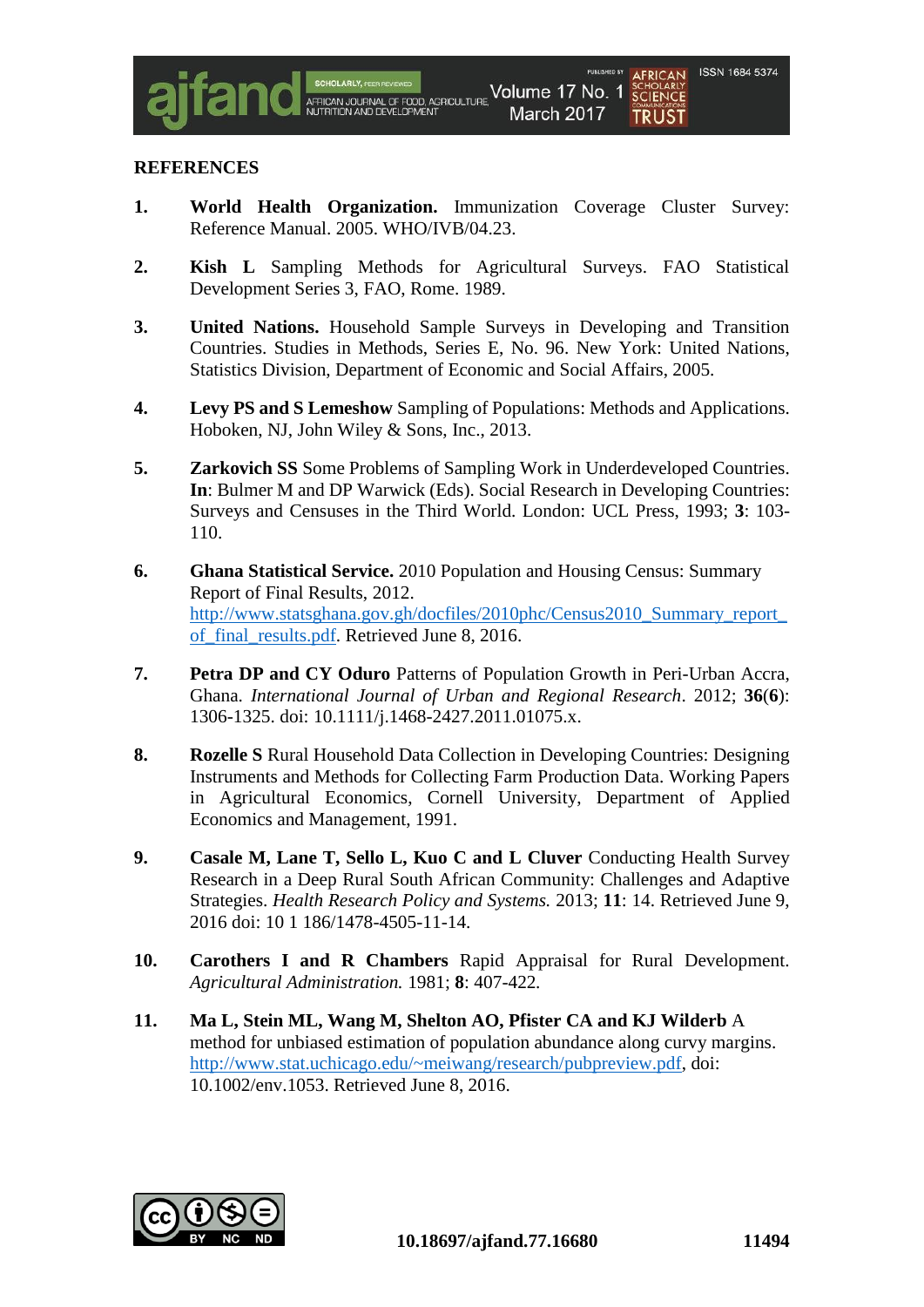## REFERENCES

1. **World Health Organization.** Immunization Coverage Cluster Survey: Reference Manual. 2005. WHO/IVB/04.23.

2. **Kish L** Sampling Methods for Agricultural Surveys. FAO Statistical Development Series 3, FAO, Rome. 1989.

3. **United Nations.** Household Sample Surveys in Developing and Transition Countries. Studies in Methods, Series E, No. 96. New York: United Nations, Statistics Division, Department of Economic and Social Affairs, 2005.

4. **Levy PS and S Lemeshow** Sampling of Populations: Methods and Applications. Hoboken, NJ, John Wiley & Sons, Inc., 2013.

5. **Zarkovich SS** Some Problems of Sampling Work in Underdeveloped Countries. **In**: Bulmer M and DP Warwick (Eds). Social Research in Developing Countries: Surveys and Censuses in the Third World. London: UCL Press, 1993; **3**: 103-110.

6. **Ghana Statistical Service.** 2010 Population and Housing Census: Summary Report of Final Results, 2012. http://www.statsghana.gov.gh/docfiles/2010phc/Census2010_Summary_report_of_final_results.pdf. Retrieved June 8, 2016.

7. **Petra DP and CY Oduro** Patterns of Population Growth in Peri-Urban Accra, Ghana. *International Journal of Urban and Regional Research*. 2012; **36**(**6**): 1306-1325. doi: 10.1111/j.1468-2427.2011.01075.x.

8. **Rozelle S** Rural Household Data Collection in Developing Countries: Designing Instruments and Methods for Collecting Farm Production Data. Working Papers in Agricultural Economics, Cornell University, Department of Applied Economics and Management, 1991.

9. **Casale M, Lane T, Sello L, Kuo C and L Cluver** Conducting Health Survey Research in a Deep Rural South African Community: Challenges and Adaptive Strategies. *Health Research Policy and Systems.* 2013; **11**: 14. Retrieved June 9, 2016 doi: 10 1 186/1478-4505-11-14.

10. **Carothers I and R Chambers** Rapid Appraisal for Rural Development. *Agricultural Administration.* 1981; **8**: 407-422.

11. **Ma L, Stein ML, Wang M, Shelton AO, Pfister CA and KJ Wilderb** A method for unbiased estimation of population abundance along curvy margins. http://www.stat.uchicago.edu/~meiwang/research/pubpreview.pdf, doi: 10.1002/env.1053. Retrieved June 8, 2016.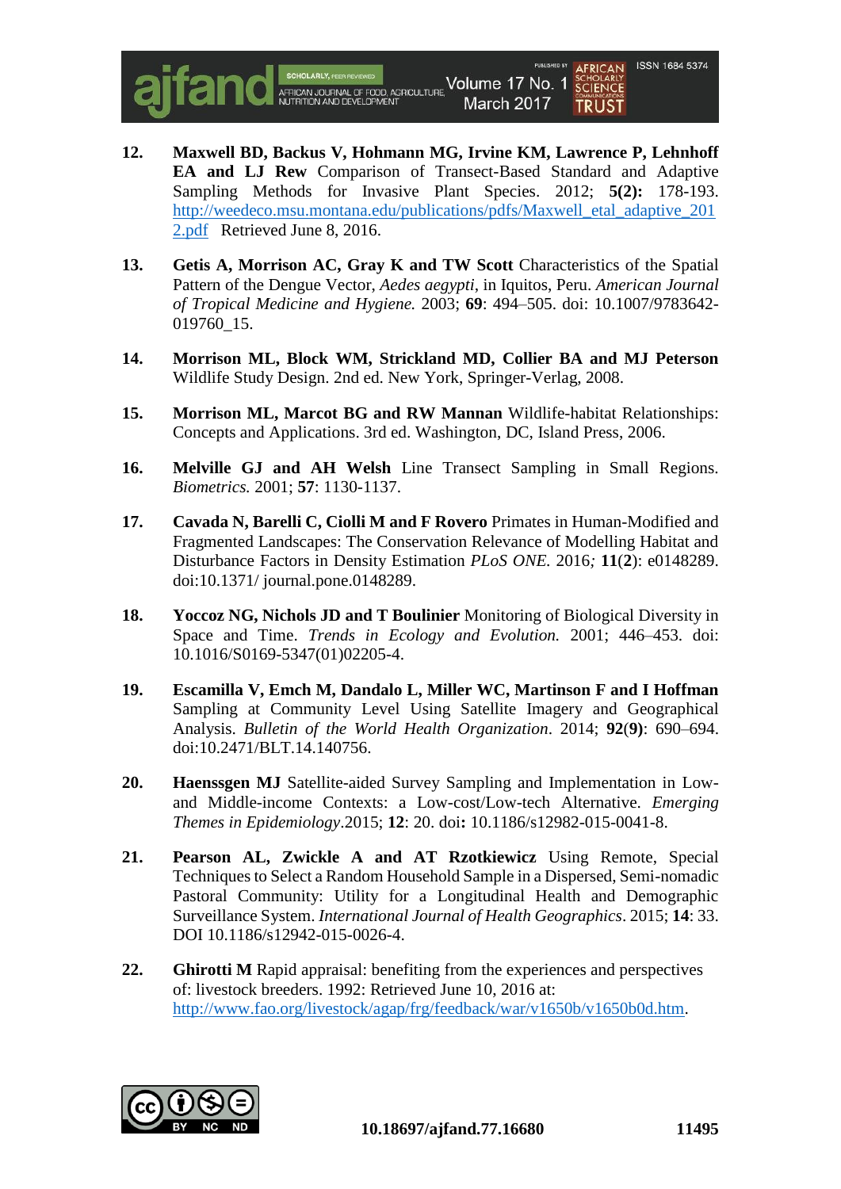12. **Maxwell BD, Backus V, Hohmann MG, Irvine KM, Lawrence P, Lehnhoff EA and LJ Rew** Comparison of Transect-Based Standard and Adaptive Sampling Methods for Invasive Plant Species. 2012; **5(2):** 178-193. http://weedeco.msu.montana.edu/publications/pdfs/Maxwell_etal_adaptive_2012.pdf Retrieved June 8, 2016.

13. **Getis A, Morrison AC, Gray K and TW Scott** Characteristics of the Spatial Pattern of the Dengue Vector, *Aedes aegypti*, in Iquitos, Peru. *American Journal of Tropical Medicine and Hygiene.* 2003; **69**: 494–505. doi: 10.1007/9783642-019760_15.

14. **Morrison ML, Block WM, Strickland MD, Collier BA and MJ Peterson** Wildlife Study Design. 2nd ed. New York, Springer-Verlag, 2008.

15. **Morrison ML, Marcot BG and RW Mannan** Wildlife-habitat Relationships: Concepts and Applications. 3rd ed. Washington, DC, Island Press, 2006.

16. **Melville GJ and AH Welsh** Line Transect Sampling in Small Regions. *Biometrics.* 2001; **57**: 1130-1137.

17. **Cavada N, Barelli C, Ciolli M and F Rovero** Primates in Human-Modified and Fragmented Landscapes: The Conservation Relevance of Modelling Habitat and Disturbance Factors in Density Estimation *PLoS ONE.* 2016*;* **11**(**2**): e0148289. doi:10.1371/ journal.pone.0148289.

18. **Yoccoz NG, Nichols JD and T Boulinier** Monitoring of Biological Diversity in Space and Time. *Trends in Ecology and Evolution.* 2001; 446–453. doi: 10.1016/S0169-5347(01)02205-4.

19. **Escamilla V, Emch M, Dandalo L, Miller WC, Martinson F and I Hoffman** Sampling at Community Level Using Satellite Imagery and Geographical Analysis. *Bulletin of the World Health Organization*. 2014; **92**(**9**): 690–694. doi:10.2471/BLT.14.140756.

20. **Haenssgen MJ** Satellite-aided Survey Sampling and Implementation in Low- and Middle-income Contexts: a Low-cost/Low-tech Alternative. *Emerging Themes in Epidemiology*.2015; **12**: 20. doi**:** 10.1186/s12982-015-0041-8.

21. **Pearson AL, Zwickle A and AT Rzotkiewicz** Using Remote, Special Techniques to Select a Random Household Sample in a Dispersed, Semi-nomadic Pastoral Community: Utility for a Longitudinal Health and Demographic Surveillance System. *International Journal of Health Geographics*. 2015; **14**: 33. DOI 10.1186/s12942-015-0026-4.

22. **Ghirotti M** Rapid appraisal: benefiting from the experiences and perspectives of: livestock breeders. 1992: Retrieved June 10, 2016 at: http://www.fao.org/livestock/agap/frg/feedback/war/v1650b/v1650b0d.htm.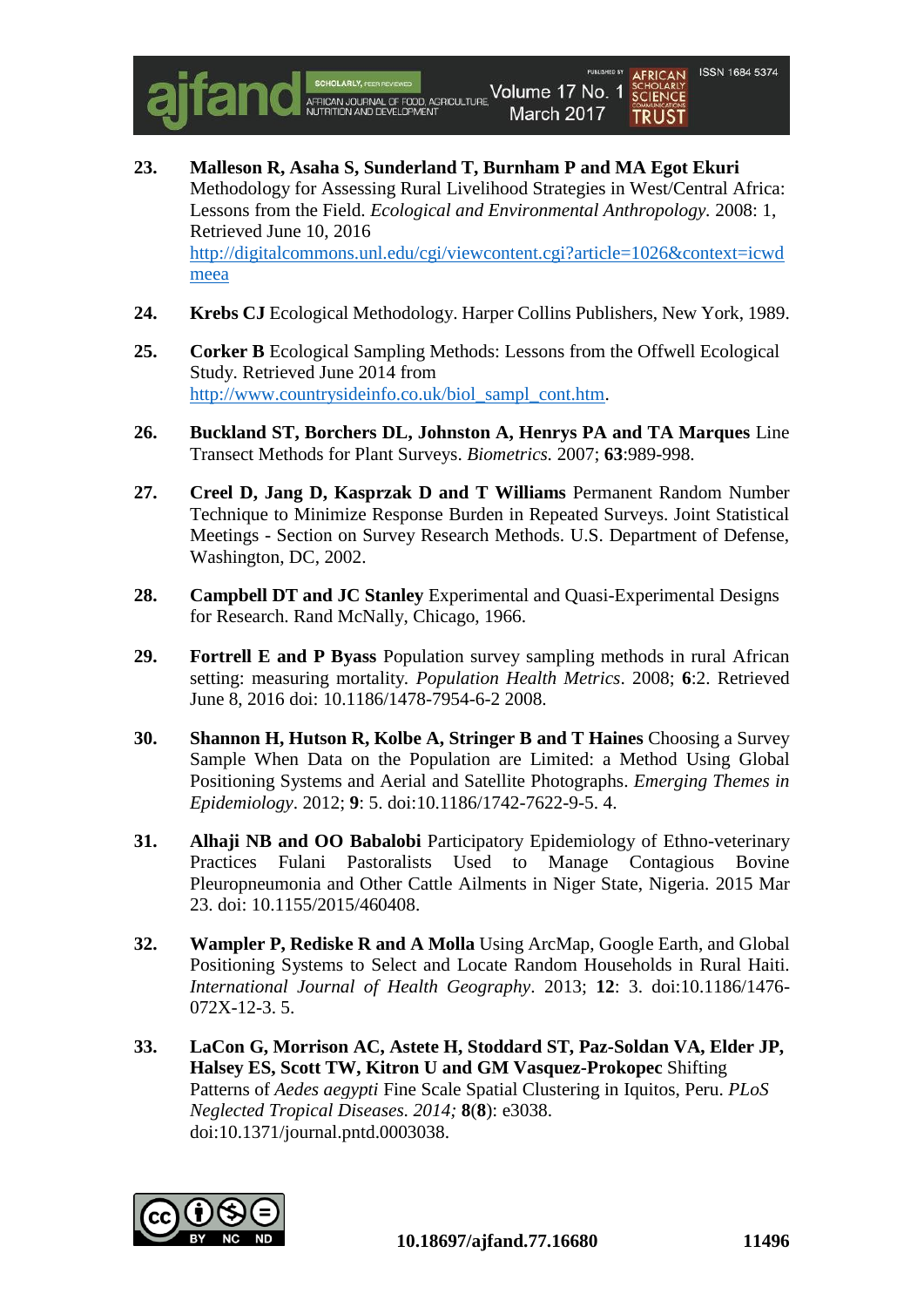23. **Malleson R, Asaha S, Sunderland T, Burnham P and MA Egot Ekuri** Methodology for Assessing Rural Livelihood Strategies in West/Central Africa: Lessons from the Field. *Ecological and Environmental Anthropology*. 2008: 1, Retrieved June 10, 2016 http://digitalcommons.unl.edu/cgi/viewcontent.cgi?article=1026&context=icwdmeea

24. **Krebs CJ** Ecological Methodology. Harper Collins Publishers, New York, 1989.

25. **Corker B** Ecological Sampling Methods: Lessons from the Offwell Ecological Study. Retrieved June 2014 from http://www.countrysideinfo.co.uk/biol_sampl_cont.htm.

26. **Buckland ST, Borchers DL, Johnston A, Henrys PA and TA Marques** Line Transect Methods for Plant Surveys. *Biometrics*. 2007; **63**:989-998.

27. **Creel D, Jang D, Kasprzak D and T Williams** Permanent Random Number Technique to Minimize Response Burden in Repeated Surveys. Joint Statistical Meetings - Section on Survey Research Methods. U.S. Department of Defense, Washington, DC, 2002.

28. **Campbell DT and JC Stanley** Experimental and Quasi-Experimental Designs for Research. Rand McNally, Chicago, 1966.

29. **Fortrell E and P Byass** Population survey sampling methods in rural African setting: measuring mortality. *Population Health Metrics*. 2008; **6**:2. Retrieved June 8, 2016 doi: 10.1186/1478-7954-6-2 2008.

30. **Shannon H, Hutson R, Kolbe A, Stringer B and T Haines** Choosing a Survey Sample When Data on the Population are Limited: a Method Using Global Positioning Systems and Aerial and Satellite Photographs. *Emerging Themes in Epidemiology*. 2012; **9**: 5. doi:10.1186/1742-7622-9-5. 4.

31. **Alhaji NB and OO Babalobi** Participatory Epidemiology of Ethno-veterinary Practices Fulani Pastoralists Used to Manage Contagious Bovine Pleuropneumonia and Other Cattle Ailments in Niger State, Nigeria. 2015 Mar 23. doi: 10.1155/2015/460408.

32. **Wampler P, Rediske R and A Molla** Using ArcMap, Google Earth, and Global Positioning Systems to Select and Locate Random Households in Rural Haiti. *International Journal of Health Geography*. 2013; **12**: 3. doi:10.1186/1476-072X-12-3. 5.

33. **LaCon G, Morrison AC, Astete H, Stoddard ST, Paz-Soldan VA, Elder JP, Halsey ES, Scott TW, Kitron U and GM Vasquez-Prokopec** Shifting Patterns of *Aedes aegypti* Fine Scale Spatial Clustering in Iquitos, Peru. *PLoS Neglected Tropical Diseases. 2014;* **8**(**8**): e3038. doi:10.1371/journal.pntd.0003038.